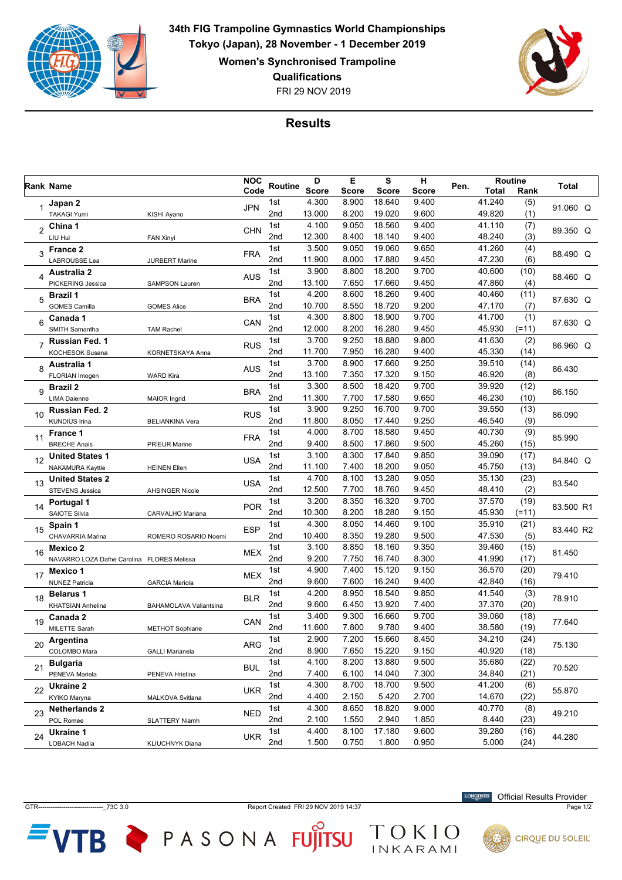# 34th FIG Trampoline Gymnastics World Championships

**Tokyo (Japan), 28 November - 1 December 2019**

**Women's Synchronised Trampoline**

**Qualifications**

FRI 29 NOV 2019

## Results

| Rank | Name | | NOC Code | Routine | D Score | E Score | S Score | H Score | Pen. | Routine Total | Routine Rank | Total |
|---|---|---|---|---|---|---|---|---|---|---|---|---|
| 1 | **Japan 2** | | JPN | 1st | 4.300 | 8.900 | 18.640 | 9.400 | | 41.240 | (5) | 91.060 Q |
| | TAKAGI Yumi | KISHI Ayano | | 2nd | 13.000 | 8.200 | 19.020 | 9.600 | | 49.820 | (1) | |
| 2 | **China 1** | | CHN | 1st | 4.100 | 9.050 | 18.560 | 9.400 | | 41.110 | (7) | 89.350 Q |
| | LIU Hui | FAN Xinyi | | 2nd | 12.300 | 8.400 | 18.140 | 9.400 | | 48.240 | (3) | |
| 3 | **France 2** | | FRA | 1st | 3.500 | 9.050 | 19.060 | 9.650 | | 41.260 | (4) | 88.490 Q |
| | LABROUSSE Lea | JURBERT Marine | | 2nd | 11.900 | 8.000 | 17.880 | 9.450 | | 47.230 | (6) | |
| 4 | **Australia 2** | | AUS | 1st | 3.900 | 8.800 | 18.200 | 9.700 | | 40.600 | (10) | 88.460 Q |
| | PICKERING Jessica | SAMPSON Lauren | | 2nd | 13.100 | 7.650 | 17.660 | 9.450 | | 47.860 | (4) | |
| 5 | **Brazil 1** | | BRA | 1st | 4.200 | 8.600 | 18.260 | 9.400 | | 40.460 | (11) | 87.630 Q |
| | GOMES Camilla | GOMES Alice | | 2nd | 10.700 | 8.550 | 18.720 | 9.200 | | 47.170 | (7) | |
| 6 | **Canada 1** | | CAN | 1st | 4.300 | 8.800 | 18.900 | 9.700 | | 41.700 | (1) | 87.630 Q |
| | SMITH Samantha | TAM Rachel | | 2nd | 12.000 | 8.200 | 16.280 | 9.450 | | 45.930 | (=11) | |
| 7 | **Russian Fed. 1** | | RUS | 1st | 3.700 | 9.250 | 18.880 | 9.800 | | 41.630 | (2) | 86.960 Q |
| | KOCHESOK Susana | KORNETSKAYA Anna | | 2nd | 11.700 | 7.950 | 16.280 | 9.400 | | 45.330 | (14) | |
| 8 | **Australia 1** | | AUS | 1st | 3.700 | 8.900 | 17.660 | 9.250 | | 39.510 | (14) | 86.430 |
| | FLORIAN Imogen | WARD Kira | | 2nd | 13.100 | 7.350 | 17.320 | 9.150 | | 46.920 | (8) | |
| 9 | **Brazil 2** | | BRA | 1st | 3.300 | 8.500 | 18.420 | 9.700 | | 39.920 | (12) | 86.150 |
| | LIMA Daienne | MAIOR Ingrid | | 2nd | 11.300 | 7.700 | 17.580 | 9.650 | | 46.230 | (10) | |
| 10 | **Russian Fed. 2** | | RUS | 1st | 3.900 | 9.250 | 16.700 | 9.700 | | 39.550 | (13) | 86.090 |
| | KUNDIUS Irina | BELIANKINA Vera | | 2nd | 11.800 | 8.050 | 17.440 | 9.250 | | 46.540 | (9) | |
| 11 | **France 1** | | FRA | 1st | 4.000 | 8.700 | 18.580 | 9.450 | | 40.730 | (9) | 85.990 |
| | BRECHE Anais | PRIEUR Marine | | 2nd | 9.400 | 8.500 | 17.860 | 9.500 | | 45.260 | (15) | |
| 12 | **United States 1** | | USA | 1st | 3.100 | 8.300 | 17.840 | 9.850 | | 39.090 | (17) | 84.840 Q |
| | NAKAMURA Kayttie | HEINEN Ellen | | 2nd | 11.100 | 7.400 | 18.200 | 9.050 | | 45.750 | (13) | |
| 13 | **United States 2** | | USA | 1st | 4.700 | 8.100 | 13.280 | 9.050 | | 35.130 | (23) | 83.540 |
| | STEVENS Jessica | AHSINGER Nicole | | 2nd | 12.500 | 7.700 | 18.760 | 9.450 | | 48.410 | (2) | |
| 14 | **Portugal 1** | | POR | 1st | 3.200 | 8.350 | 16.320 | 9.700 | | 37.570 | (19) | 83.500 R1 |
| | SAIOTE Silvia | CARVALHO Mariana | | 2nd | 10.300 | 8.200 | 18.280 | 9.150 | | 45.930 | (=11) | |
| 15 | **Spain 1** | | ESP | 1st | 4.300 | 8.050 | 14.460 | 9.100 | | 35.910 | (21) | 83.440 R2 |
| | CHAVARRIA Marina | ROMERO ROSARIO Noemi | | 2nd | 10.400 | 8.350 | 19.280 | 9.500 | | 47.530 | (5) | |
| 16 | **Mexico 2** | | MEX | 1st | 3.100 | 8.850 | 18.160 | 9.350 | | 39.460 | (15) | 81.450 |
| | NAVARRO LOZA Dafne Carolina | FLORES Melissa | | 2nd | 9.200 | 7.750 | 16.740 | 8.300 | | 41.990 | (17) | |
| 17 | **Mexico 1** | | MEX | 1st | 4.900 | 7.400 | 15.120 | 9.150 | | 36.570 | (20) | 79.410 |
| | NUNEZ Patricia | GARCIA Mariola | | 2nd | 9.600 | 7.600 | 16.240 | 9.400 | | 42.840 | (16) | |
| 18 | **Belarus 1** | | BLR | 1st | 4.200 | 8.950 | 18.540 | 9.850 | | 41.540 | (3) | 78.910 |
| | KHATSIAN Anhelina | BAHAMOLAVA Valiantsina | | 2nd | 9.600 | 6.450 | 13.920 | 7.400 | | 37.370 | (20) | |
| 19 | **Canada 2** | | CAN | 1st | 3.400 | 9.300 | 16.660 | 9.700 | | 39.060 | (18) | 77.640 |
| | MILETTE Sarah | METHOT Sophiane | | 2nd | 11.600 | 7.800 | 9.780 | 9.400 | | 38.580 | (19) | |
| 20 | **Argentina** | | ARG | 1st | 2.900 | 7.200 | 15.660 | 8.450 | | 34.210 | (24) | 75.130 |
| | COLOMBO Mara | GALLI Marianela | | 2nd | 8.900 | 7.650 | 15.220 | 9.150 | | 40.920 | (18) | |
| 21 | **Bulgaria** | | BUL | 1st | 4.100 | 8.200 | 13.880 | 9.500 | | 35.680 | (22) | 70.520 |
| | PENEVA Mariela | PENEVA Hristina | | 2nd | 7.400 | 6.100 | 14.040 | 7.300 | | 34.840 | (21) | |
| 22 | **Ukraine 2** | | UKR | 1st | 4.300 | 8.700 | 18.700 | 9.500 | | 41.200 | (6) | 55.870 |
| | KYIKO Maryna | MALKOVA Svitlana | | 2nd | 4.400 | 2.150 | 5.420 | 2.700 | | 14.670 | (22) | |
| 23 | **Netherlands 2** | | NED | 1st | 4.300 | 8.650 | 18.820 | 9.000 | | 40.770 | (8) | 49.210 |
| | POL Romee | SLATTERY Niamh | | 2nd | 2.100 | 1.550 | 2.940 | 1.850 | | 8.440 | (23) | |
| 24 | **Ukraine 1** | | UKR | 1st | 4.400 | 8.100 | 17.180 | 9.600 | | 39.280 | (16) | 44.280 |
| | LOBACH Nadiia | KLIUCHNYK Diana | | 2nd | 1.500 | 0.750 | 1.800 | 0.950 | | 5.000 | (24) | |

GTR-------------------------------_73C 3.0 Report Created FRI 29 NOV 2019 14:37

Official Results Provider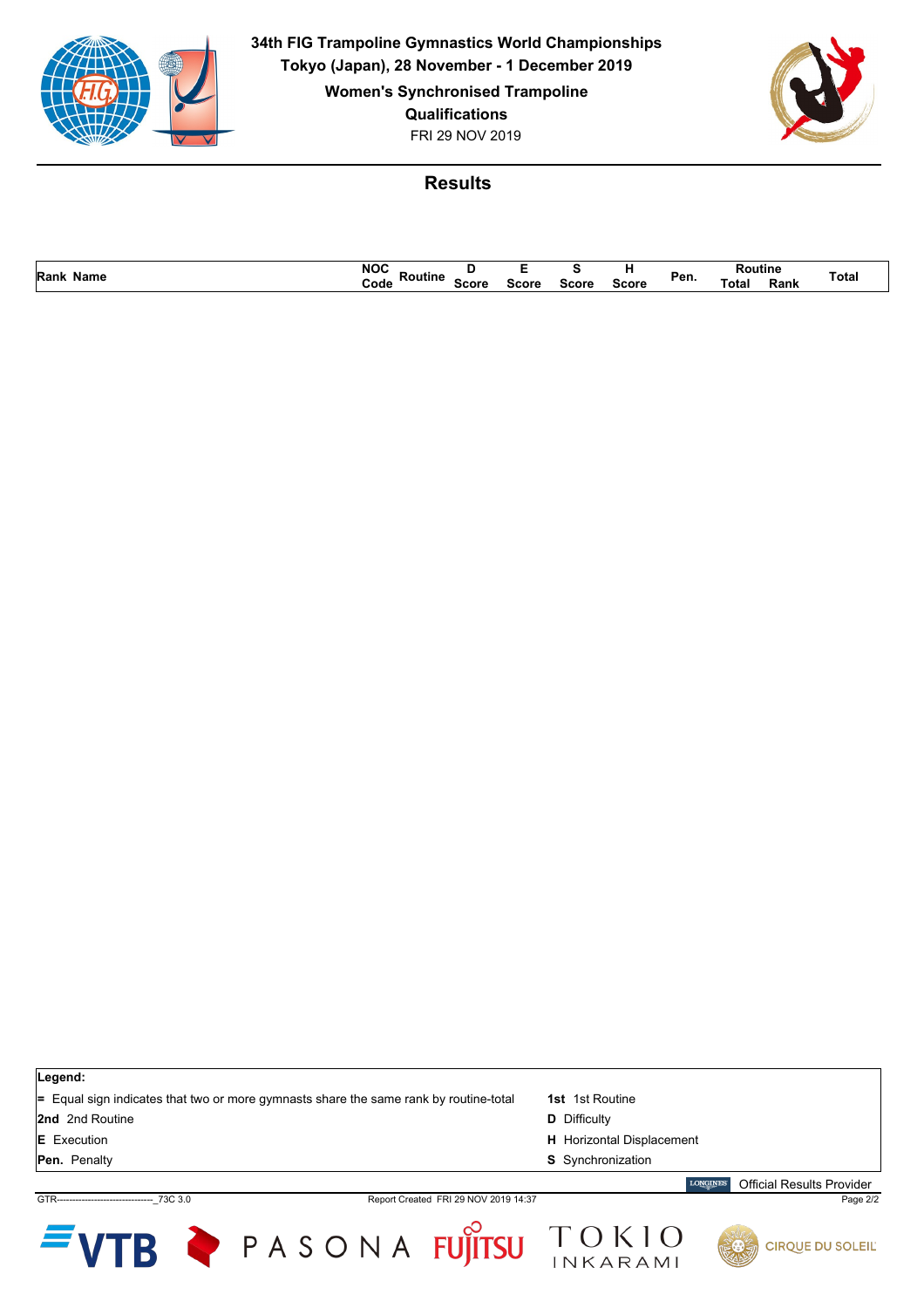34th FIG Trampoline Gymnastics World Championships
Tokyo (Japan), 28 November - 1 December 2019

Women's Synchronised Trampoline

Qualifications

FRI 29 NOV 2019

## Results

| Rank | Name | NOC Code | Routine | D Score | E Score | S Score | H Score | Pen. | Routine Total | Routine Rank | Total |
|---|---|---|---|---|---|---|---|---|---|---|---|

**Legend:**

| | |
|---|---|
| **=** Equal sign indicates that two or more gymnasts share the same rank by routine-total | **1st** 1st Routine |
| **2nd** 2nd Routine | **D** Difficulty |
| **E** Execution | **H** Horizontal Displacement |
| **Pen.** Penalty | **S** Synchronization |

Official Results Provider

GTR-------------------------------_73C 3.0

Report Created FRI 29 NOV 2019 14:37